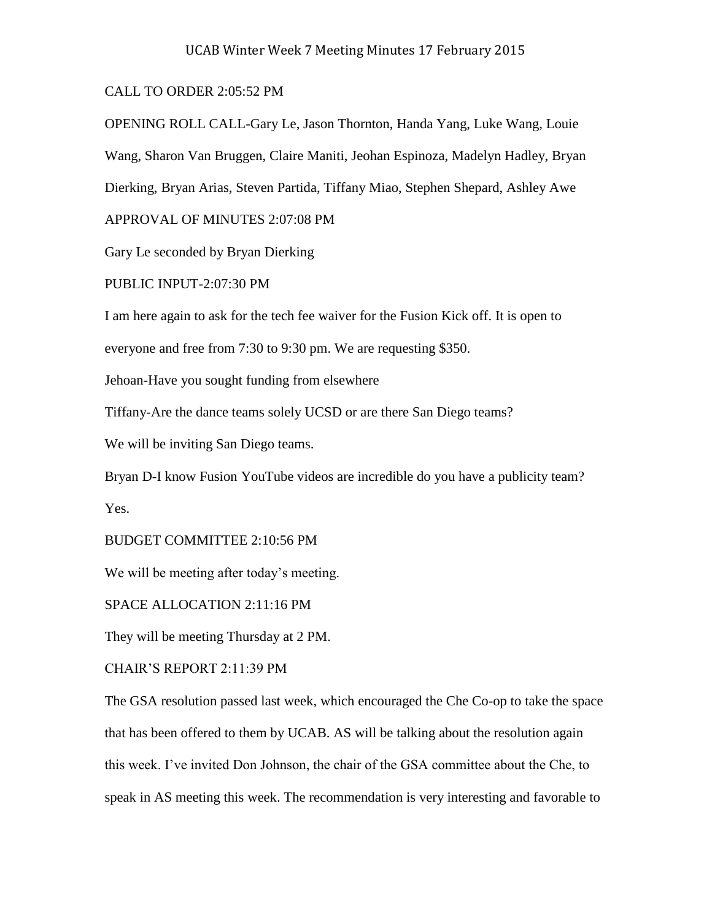# UCAB Winter Week 7 Meeting Minutes 17 February 2015

CALL TO ORDER 2:05:52 PM

OPENING ROLL CALL-Gary Le, Jason Thornton, Handa Yang, Luke Wang, Louie Wang, Sharon Van Bruggen, Claire Maniti, Jeohan Espinoza, Madelyn Hadley, Bryan Dierking, Bryan Arias, Steven Partida, Tiffany Miao, Stephen Shepard, Ashley Awe

APPROVAL OF MINUTES 2:07:08 PM

Gary Le seconded by Bryan Dierking

PUBLIC INPUT-2:07:30 PM

I am here again to ask for the tech fee waiver for the Fusion Kick off. It is open to everyone and free from 7:30 to 9:30 pm. We are requesting $350.

Jehoan-Have you sought funding from elsewhere

Tiffany-Are the dance teams solely UCSD or are there San Diego teams?

We will be inviting San Diego teams.

Bryan D-I know Fusion YouTube videos are incredible do you have a publicity team?

Yes.

BUDGET COMMITTEE 2:10:56 PM

We will be meeting after today's meeting.

SPACE ALLOCATION 2:11:16 PM

They will be meeting Thursday at 2 PM.

CHAIR'S REPORT 2:11:39 PM

The GSA resolution passed last week, which encouraged the Che Co-op to take the space that has been offered to them by UCAB. AS will be talking about the resolution again this week. I've invited Don Johnson, the chair of the GSA committee about the Che, to speak in AS meeting this week. The recommendation is very interesting and favorable to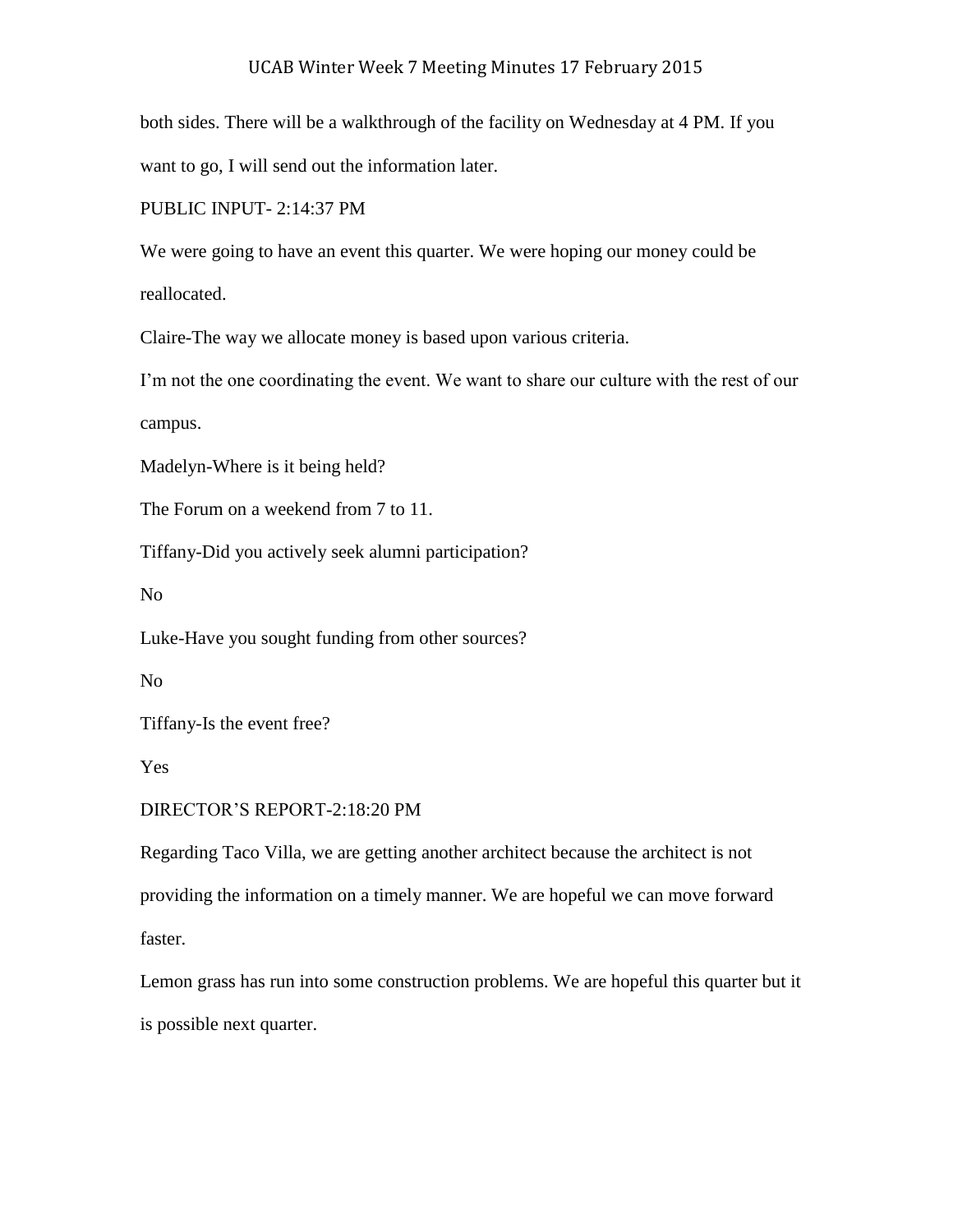both sides. There will be a walkthrough of the facility on Wednesday at 4 PM. If you want to go, I will send out the information later.

PUBLIC INPUT- 2:14:37 PM

We were going to have an event this quarter. We were hoping our money could be reallocated.

Claire-The way we allocate money is based upon various criteria.

I'm not the one coordinating the event. We want to share our culture with the rest of our campus.

Madelyn-Where is it being held?

The Forum on a weekend from 7 to 11.

Tiffany-Did you actively seek alumni participation?

No

Luke-Have you sought funding from other sources?

No

Tiffany-Is the event free?

Yes

DIRECTOR'S REPORT-2:18:20 PM

Regarding Taco Villa, we are getting another architect because the architect is not providing the information on a timely manner. We are hopeful we can move forward faster.

Lemon grass has run into some construction problems. We are hopeful this quarter but it is possible next quarter.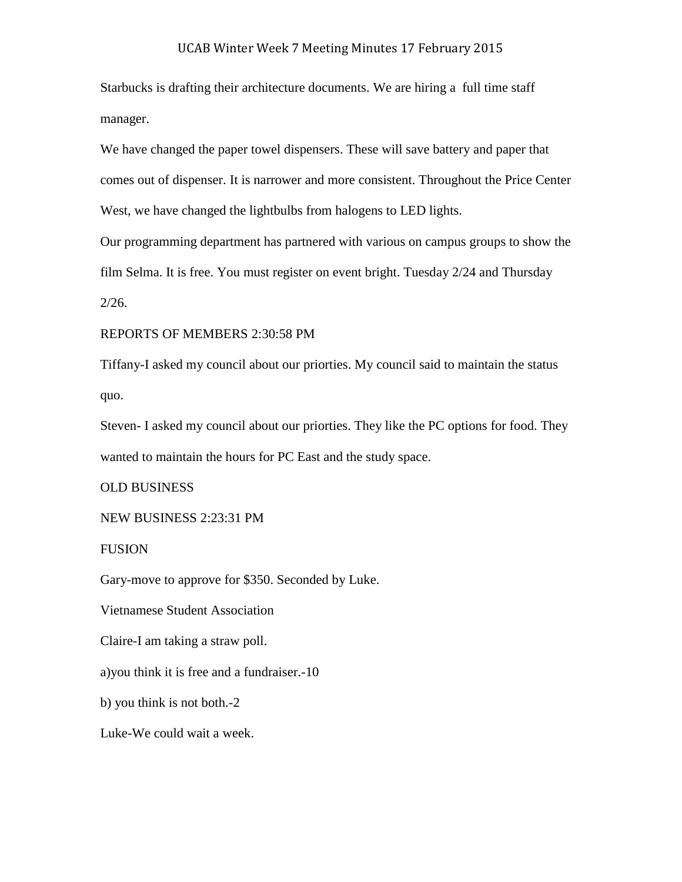Starbucks is drafting their architecture documents. We are hiring a full time staff manager.

We have changed the paper towel dispensers. These will save battery and paper that comes out of dispenser. It is narrower and more consistent. Throughout the Price Center West, we have changed the lightbulbs from halogens to LED lights.

Our programming department has partnered with various on campus groups to show the film Selma. It is free. You must register on event bright. Tuesday 2/24 and Thursday 2/26.

REPORTS OF MEMBERS 2:30:58 PM

Tiffany-I asked my council about our priorties. My council said to maintain the status quo.

Steven- I asked my council about our priorties. They like the PC options for food. They wanted to maintain the hours for PC East and the study space.

OLD BUSINESS

NEW BUSINESS 2:23:31 PM

FUSION

Gary-move to approve for $350. Seconded by Luke.

Vietnamese Student Association

Claire-I am taking a straw poll.

a)you think it is free and a fundraiser.-10

b) you think is not both.-2

Luke-We could wait a week.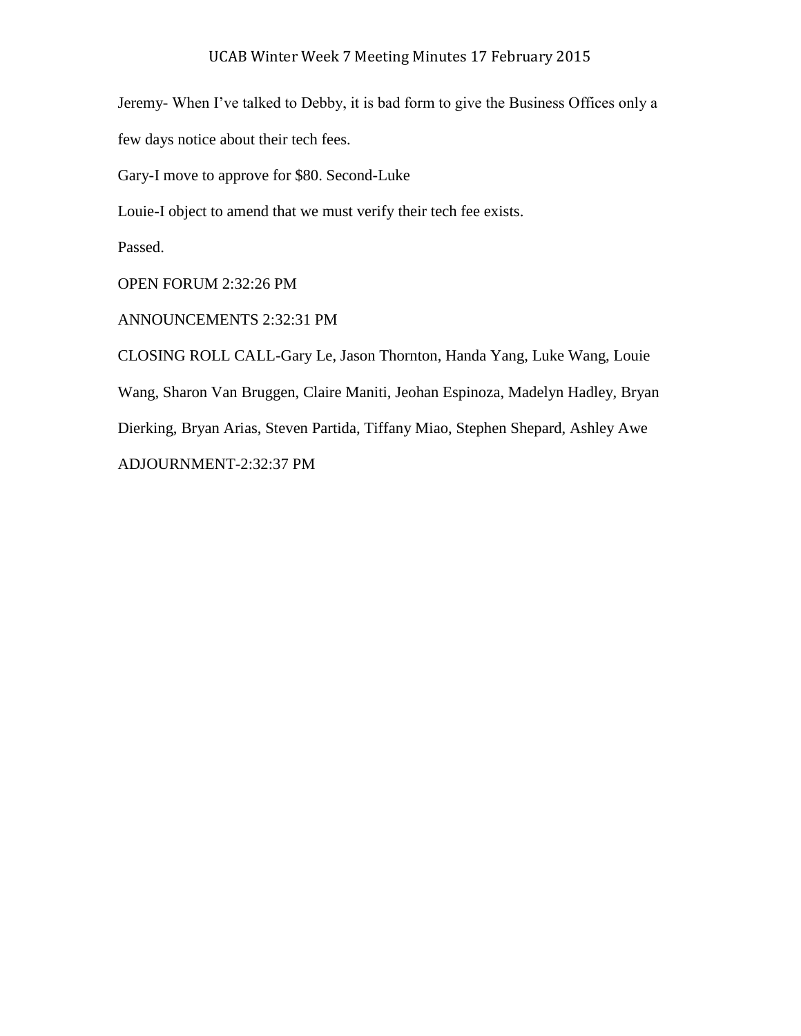Jeremy- When I've talked to Debby, it is bad form to give the Business Offices only a few days notice about their tech fees.

Gary-I move to approve for $80. Second-Luke

Louie-I object to amend that we must verify their tech fee exists.

Passed.

OPEN FORUM 2:32:26 PM

ANNOUNCEMENTS 2:32:31 PM

CLOSING ROLL CALL-Gary Le, Jason Thornton, Handa Yang, Luke Wang, Louie Wang, Sharon Van Bruggen, Claire Maniti, Jeohan Espinoza, Madelyn Hadley, Bryan Dierking, Bryan Arias, Steven Partida, Tiffany Miao, Stephen Shepard, Ashley Awe

ADJOURNMENT-2:32:37 PM